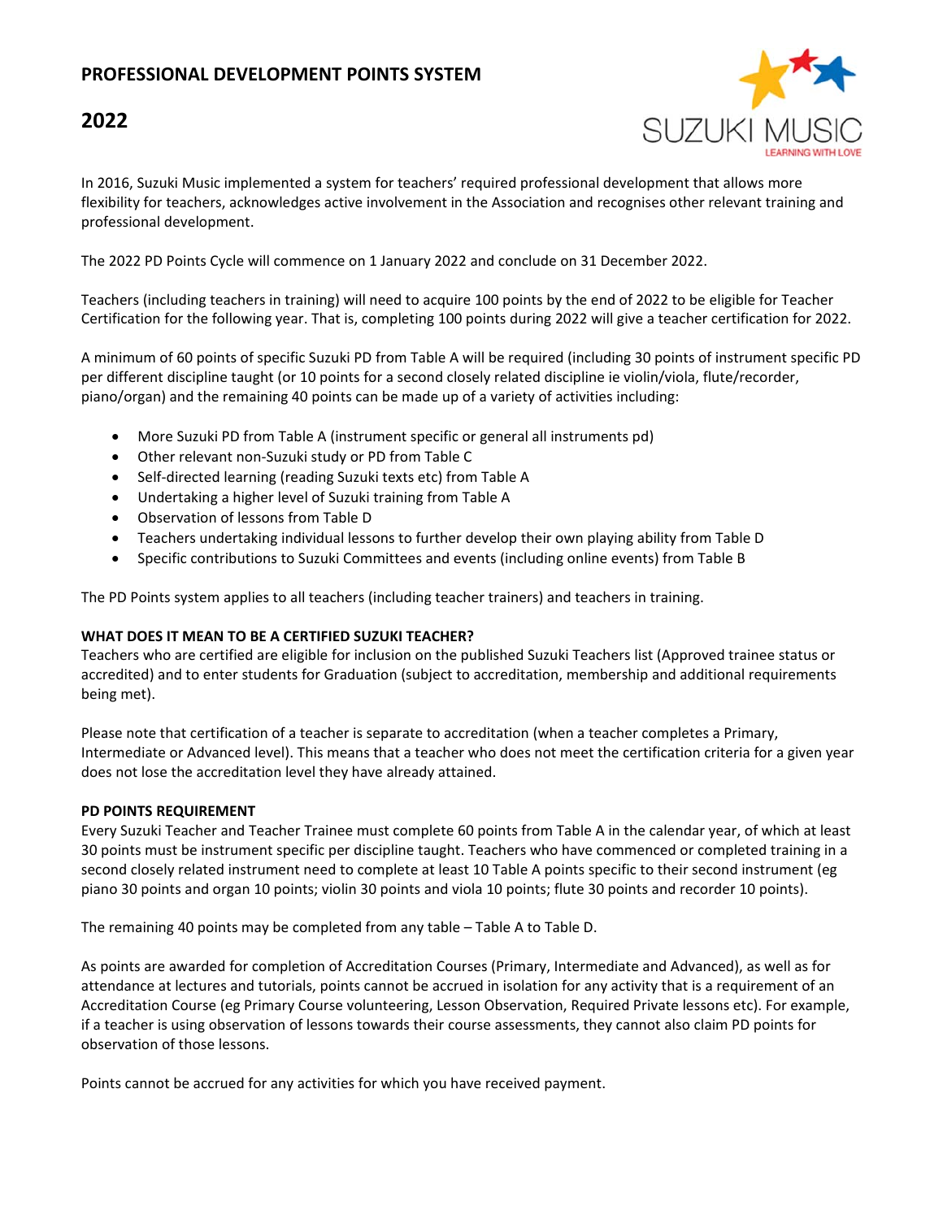# PROFESSIONAL DEVELOPMENT POINTS SYSTEM

# 2022

In 2016, Suzuki Music implemented a system for teachers' required professional development that allows more flexibility for teachers, acknowledges active involvement in the Association and recognises other relevant training and professional development.

The 2022 PD Points Cycle will commence on 1 January 2022 and conclude on 31 December 2022.

Teachers (including teachers in training) will need to acquire 100 points by the end of 2022 to be eligible for Teacher Certification for the following year. That is, completing 100 points during 2022 will give a teacher certification for 2022.

A minimum of 60 points of specific Suzuki PD from Table A will be required (including 30 points of instrument specific PD per different discipline taught (or 10 points for a second closely related discipline ie violin/viola, flute/recorder, piano/organ) and the remaining 40 points can be made up of a variety of activities including:

- More Suzuki PD from Table A (instrument specific or general all instruments pd)
- Other relevant non-Suzuki study or PD from Table C
- Self-directed learning (reading Suzuki texts etc) from Table A
- Undertaking a higher level of Suzuki training from Table A
- Observation of lessons from Table D
- Teachers undertaking individual lessons to further develop their own playing ability from Table D
- Specific contributions to Suzuki Committees and events (including online events) from Table B

The PD Points system applies to all teachers (including teacher trainers) and teachers in training.

**WHAT DOES IT MEAN TO BE A CERTIFIED SUZUKI TEACHER?**

Teachers who are certified are eligible for inclusion on the published Suzuki Teachers list (Approved trainee status or accredited) and to enter students for Graduation (subject to accreditation, membership and additional requirements being met).

Please note that certification of a teacher is separate to accreditation (when a teacher completes a Primary, Intermediate or Advanced level). This means that a teacher who does not meet the certification criteria for a given year does not lose the accreditation level they have already attained.

**PD POINTS REQUIREMENT**

Every Suzuki Teacher and Teacher Trainee must complete 60 points from Table A in the calendar year, of which at least 30 points must be instrument specific per discipline taught. Teachers who have commenced or completed training in a second closely related instrument need to complete at least 10 Table A points specific to their second instrument (eg piano 30 points and organ 10 points; violin 30 points and viola 10 points; flute 30 points and recorder 10 points).

The remaining 40 points may be completed from any table – Table A to Table D.

As points are awarded for completion of Accreditation Courses (Primary, Intermediate and Advanced), as well as for attendance at lectures and tutorials, points cannot be accrued in isolation for any activity that is a requirement of an Accreditation Course (eg Primary Course volunteering, Lesson Observation, Required Private lessons etc). For example, if a teacher is using observation of lessons towards their course assessments, they cannot also claim PD points for observation of those lessons.

Points cannot be accrued for any activities for which you have received payment.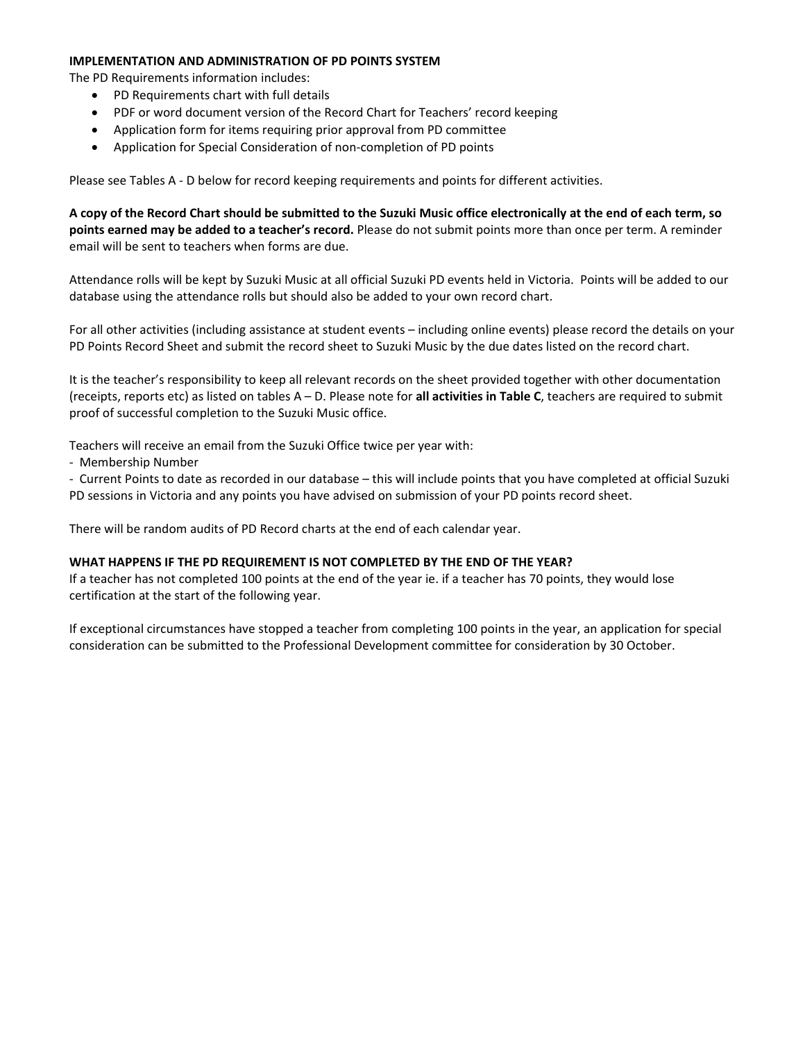**IMPLEMENTATION AND ADMINISTRATION OF PD POINTS SYSTEM**

The PD Requirements information includes:

- PD Requirements chart with full details
- PDF or word document version of the Record Chart for Teachers' record keeping
- Application form for items requiring prior approval from PD committee
- Application for Special Consideration of non-completion of PD points

Please see Tables A - D below for record keeping requirements and points for different activities.

**A copy of the Record Chart should be submitted to the Suzuki Music office electronically at the end of each term, so points earned may be added to a teacher's record.** Please do not submit points more than once per term. A reminder email will be sent to teachers when forms are due.

Attendance rolls will be kept by Suzuki Music at all official Suzuki PD events held in Victoria. Points will be added to our database using the attendance rolls but should also be added to your own record chart.

For all other activities (including assistance at student events – including online events) please record the details on your PD Points Record Sheet and submit the record sheet to Suzuki Music by the due dates listed on the record chart.

It is the teacher's responsibility to keep all relevant records on the sheet provided together with other documentation (receipts, reports etc) as listed on tables A – D. Please note for **all activities in Table C**, teachers are required to submit proof of successful completion to the Suzuki Music office.

Teachers will receive an email from the Suzuki Office twice per year with:

- Membership Number
- Current Points to date as recorded in our database – this will include points that you have completed at official Suzuki PD sessions in Victoria and any points you have advised on submission of your PD points record sheet.

There will be random audits of PD Record charts at the end of each calendar year.

**WHAT HAPPENS IF THE PD REQUIREMENT IS NOT COMPLETED BY THE END OF THE YEAR?**

If a teacher has not completed 100 points at the end of the year ie. if a teacher has 70 points, they would lose certification at the start of the following year.

If exceptional circumstances have stopped a teacher from completing 100 points in the year, an application for special consideration can be submitted to the Professional Development committee for consideration by 30 October.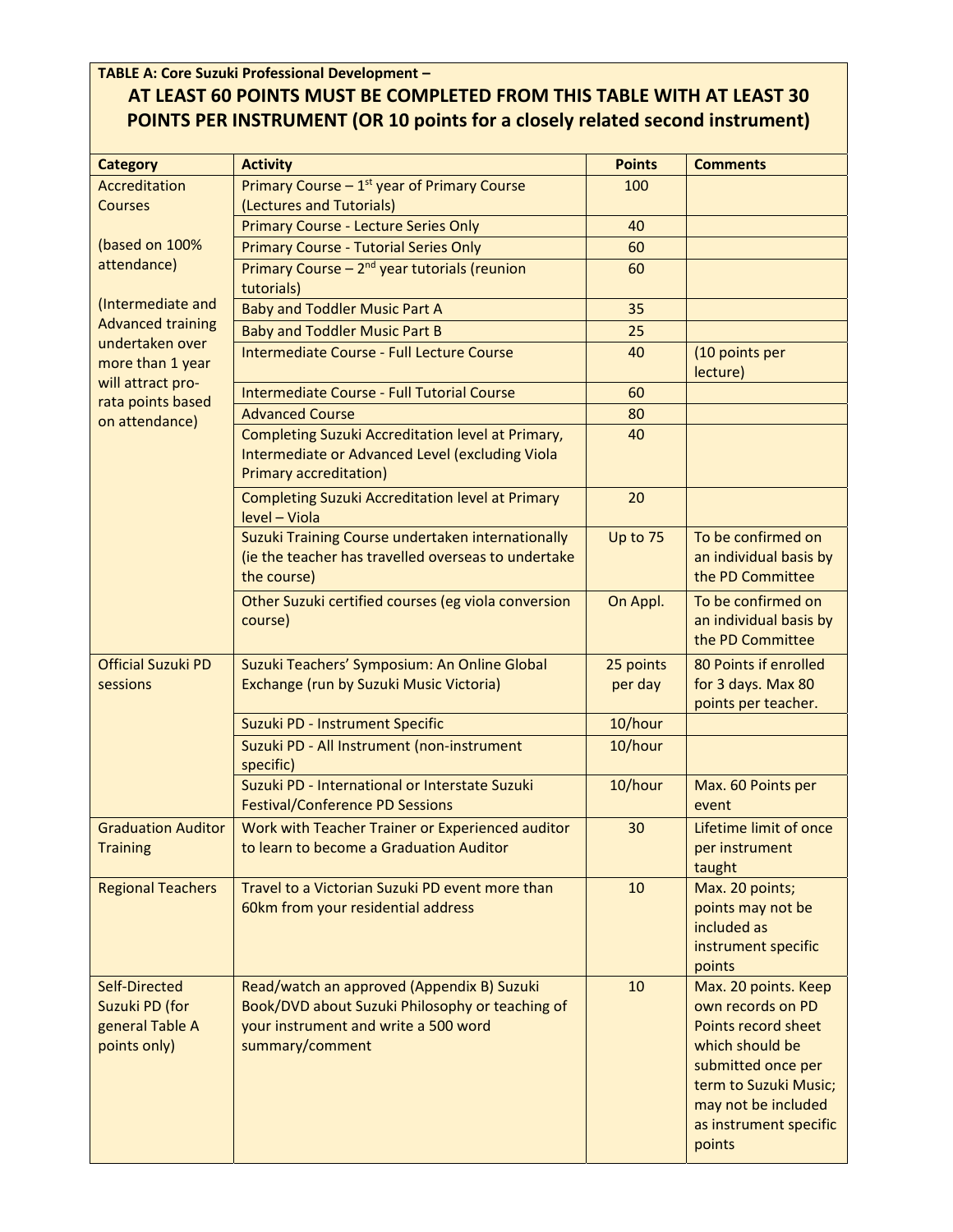**TABLE A: Core Suzuki Professional Development –**

**AT LEAST 60 POINTS MUST BE COMPLETED FROM THIS TABLE WITH AT LEAST 30 POINTS PER INSTRUMENT (OR 10 points for a closely related second instrument)**

| Category | Activity | Points | Comments |
|---|---|---|---|
| Accreditation Courses<br><br>(based on 100% attendance)<br><br>(Intermediate and Advanced training undertaken over more than 1 year will attract pro-rata points based on attendance) | Primary Course – 1st year of Primary Course (Lectures and Tutorials) | 100 | |
| | Primary Course - Lecture Series Only | 40 | |
| | Primary Course - Tutorial Series Only | 60 | |
| | Primary Course – 2nd year tutorials (reunion tutorials) | 60 | |
| | Baby and Toddler Music Part A | 35 | |
| | Baby and Toddler Music Part B | 25 | |
| | Intermediate Course - Full Lecture Course | 40 | (10 points per lecture) |
| | Intermediate Course - Full Tutorial Course | 60 | |
| | Advanced Course | 80 | |
| | Completing Suzuki Accreditation level at Primary, Intermediate or Advanced Level (excluding Viola Primary accreditation) | 40 | |
| | Completing Suzuki Accreditation level at Primary level – Viola | 20 | |
| | Suzuki Training Course undertaken internationally (ie the teacher has travelled overseas to undertake the course) | Up to 75 | To be confirmed on an individual basis by the PD Committee |
| | Other Suzuki certified courses (eg viola conversion course) | On Appl. | To be confirmed on an individual basis by the PD Committee |
| Official Suzuki PD sessions | Suzuki Teachers' Symposium: An Online Global Exchange (run by Suzuki Music Victoria) | 25 points per day | 80 Points if enrolled for 3 days. Max 80 points per teacher. |
| | Suzuki PD - Instrument Specific | 10/hour | |
| | Suzuki PD - All Instrument (non-instrument specific) | 10/hour | |
| | Suzuki PD - International or Interstate Suzuki Festival/Conference PD Sessions | 10/hour | Max. 60 Points per event |
| Graduation Auditor Training | Work with Teacher Trainer or Experienced auditor to learn to become a Graduation Auditor | 30 | Lifetime limit of once per instrument taught |
| Regional Teachers | Travel to a Victorian Suzuki PD event more than 60km from your residential address | 10 | Max. 20 points; points may not be included as instrument specific points |
| Self-Directed Suzuki PD (for general Table A points only) | Read/watch an approved (Appendix B) Suzuki Book/DVD about Suzuki Philosophy or teaching of your instrument and write a 500 word summary/comment | 10 | Max. 20 points. Keep own records on PD Points record sheet which should be submitted once per term to Suzuki Music; may not be included as instrument specific points |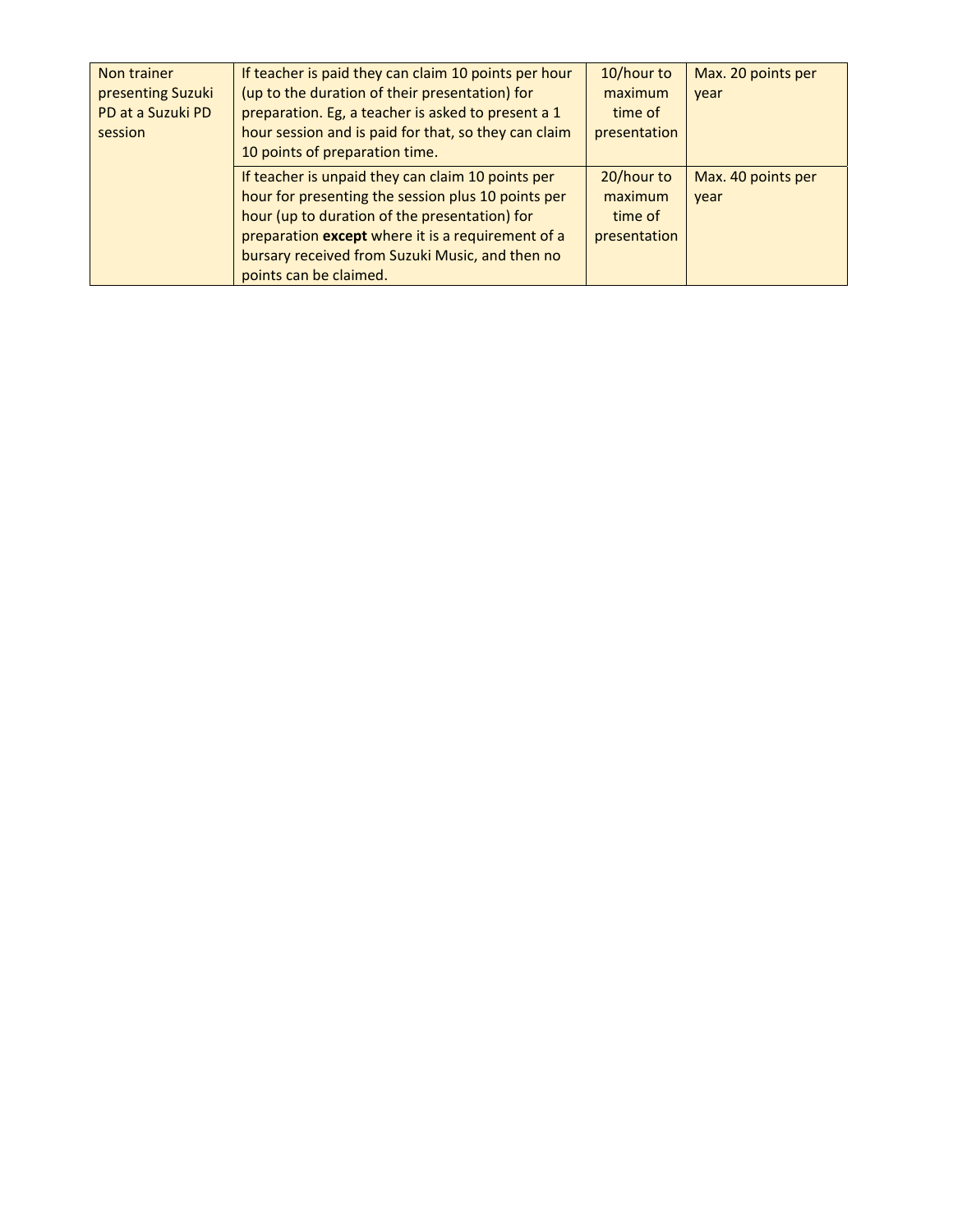| Non trainer presenting Suzuki PD at a Suzuki PD session | If teacher is paid they can claim 10 points per hour (up to the duration of their presentation) for preparation. Eg, a teacher is asked to present a 1 hour session and is paid for that, so they can claim 10 points of preparation time. | 10/hour to maximum time of presentation | Max. 20 points per year |
| --- | --- | --- | --- |
| | If teacher is unpaid they can claim 10 points per hour for presenting the session plus 10 points per hour (up to duration of the presentation) for preparation **except** where it is a requirement of a bursary received from Suzuki Music, and then no points can be claimed. | 20/hour to maximum time of presentation | Max. 40 points per year |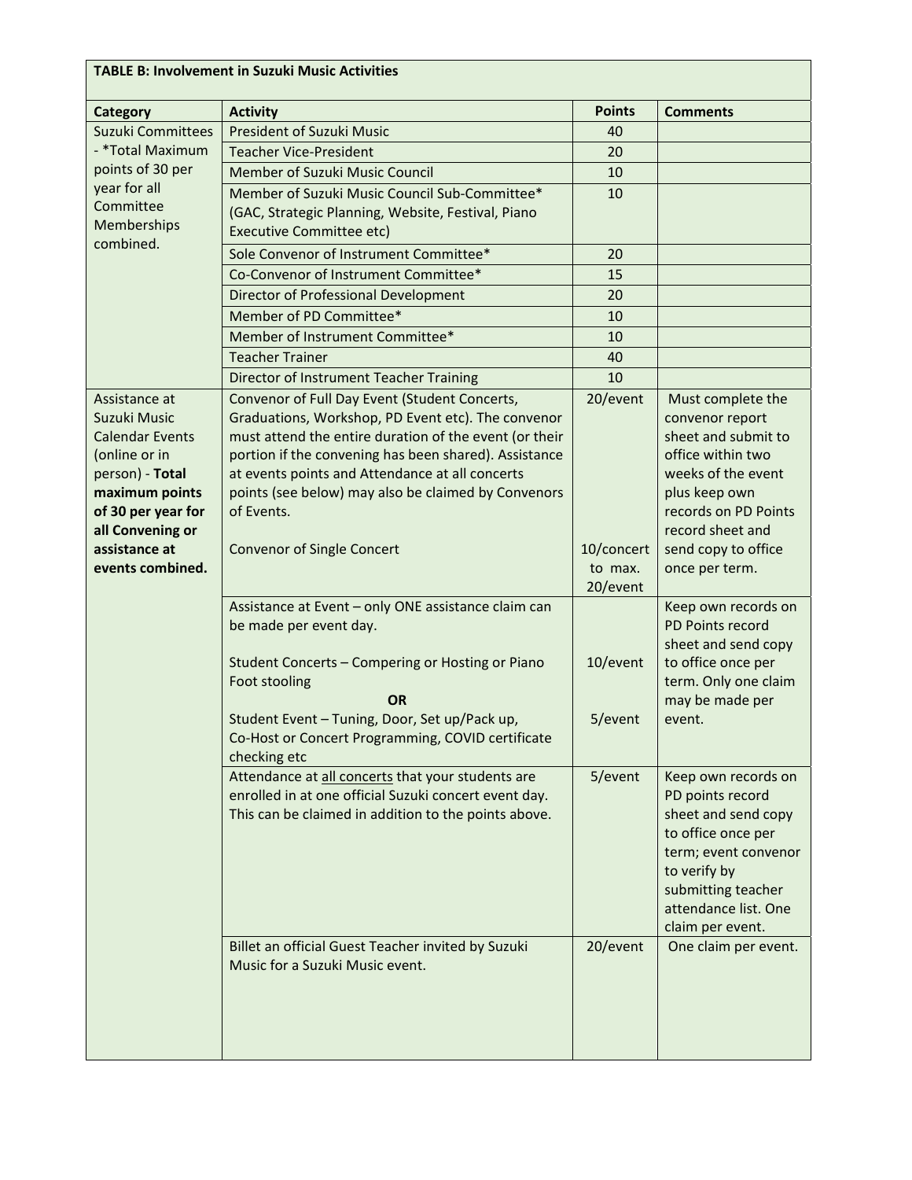**TABLE B: Involvement in Suzuki Music Activities**

| Category | Activity | Points | Comments |
|---|---|---|---|
| Suzuki Committees - *Total Maximum points of 30 per year for all Committee Memberships combined. | President of Suzuki Music | 40 | |
| | Teacher Vice-President | 20 | |
| | Member of Suzuki Music Council | 10 | |
| | Member of Suzuki Music Council Sub-Committee* (GAC, Strategic Planning, Website, Festival, Piano Executive Committee etc) | 10 | |
| | Sole Convenor of Instrument Committee* | 20 | |
| | Co-Convenor of Instrument Committee* | 15 | |
| | Director of Professional Development | 20 | |
| | Member of PD Committee* | 10 | |
| | Member of Instrument Committee* | 10 | |
| | Teacher Trainer | 40 | |
| | Director of Instrument Teacher Training | 10 | |
| Assistance at Suzuki Music Calendar Events (online or in person) - **Total maximum points of 30 per year for all Convening or assistance at events combined.** | Convenor of Full Day Event (Student Concerts, Graduations, Workshop, PD Event etc). The convenor must attend the entire duration of the event (or their portion if the convening has been shared). Assistance at events points and Attendance at all concerts points (see below) may also be claimed by Convenors of Events.<br><br>Convenor of Single Concert | 20/event<br><br>10/concert to max. 20/event | Must complete the convenor report sheet and submit to office within two weeks of the event plus keep own records on PD Points record sheet and send copy to office once per term. |
| | Assistance at Event – only ONE assistance claim can be made per event day.<br><br>Student Concerts – Compering or Hosting or Piano Foot stooling<br>**OR**<br>Student Event – Tuning, Door, Set up/Pack up, Co-Host or Concert Programming, COVID certificate checking etc | <br><br>10/event<br><br>5/event | Keep own records on PD Points record sheet and send copy to office once per term. Only one claim may be made per event. |
| | Attendance at all concerts that your students are enrolled in at one official Suzuki concert event day. This can be claimed in addition to the points above. | 5/event | Keep own records on PD points record sheet and send copy to office once per term; event convenor to verify by submitting teacher attendance list. One claim per event. |
| | Billet an official Guest Teacher invited by Suzuki Music for a Suzuki Music event. | 20/event | One claim per event. |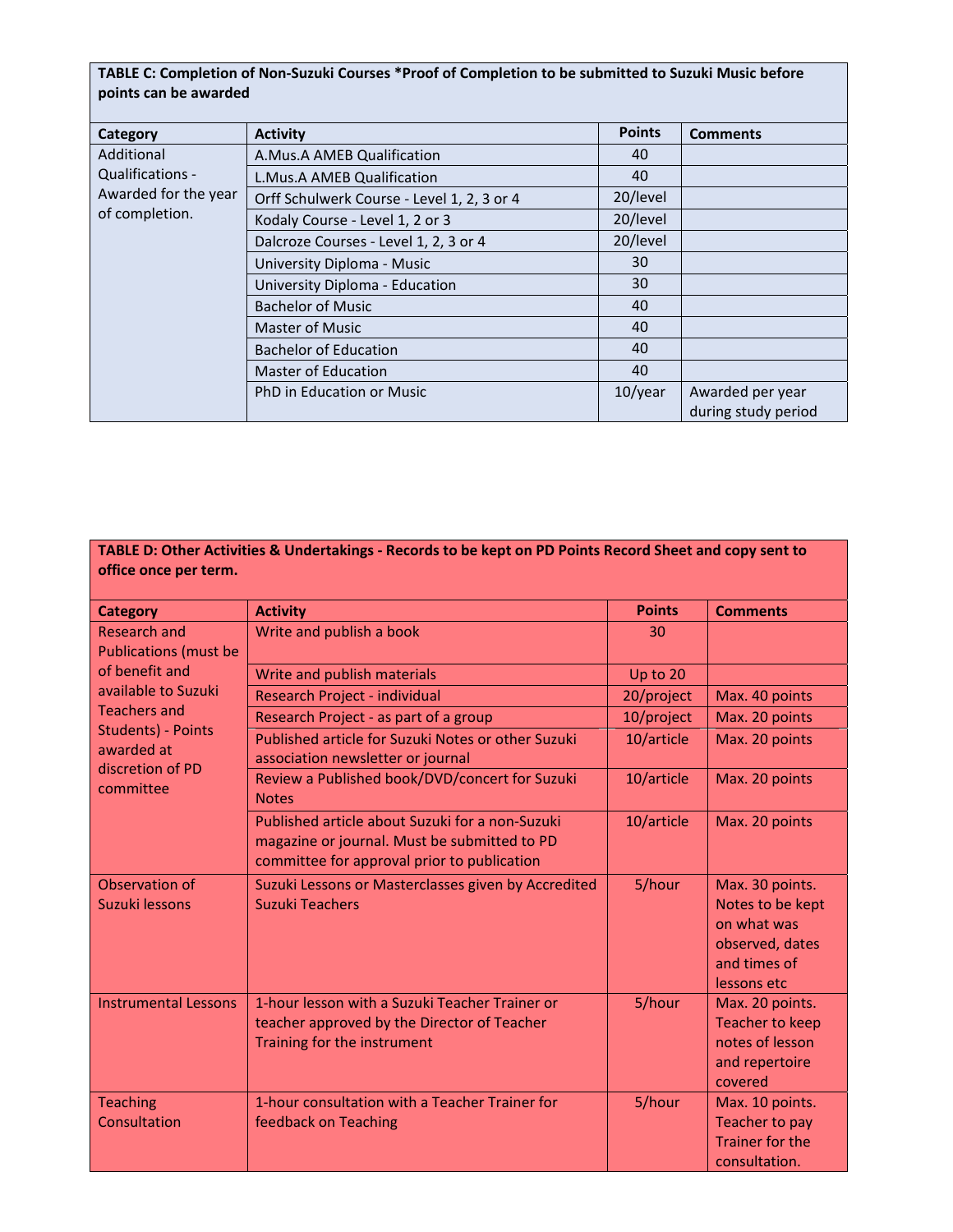| **TABLE C: Completion of Non-Suzuki Courses \*Proof of Completion to be submitted to Suzuki Music before points can be awarded** | | | |
|---|---|---|---|
| **Category** | **Activity** | **Points** | **Comments** |
| Additional Qualifications - Awarded for the year of completion. | A.Mus.A AMEB Qualification | 40 | |
| | L.Mus.A AMEB Qualification | 40 | |
| | Orff Schulwerk Course - Level 1, 2, 3 or 4 | 20/level | |
| | Kodaly Course - Level 1, 2 or 3 | 20/level | |
| | Dalcroze Courses - Level 1, 2, 3 or 4 | 20/level | |
| | University Diploma - Music | 30 | |
| | University Diploma - Education | 30 | |
| | Bachelor of Music | 40 | |
| | Master of Music | 40 | |
| | Bachelor of Education | 40 | |
| | Master of Education | 40 | |
| | PhD in Education or Music | 10/year | Awarded per year during study period |

| **TABLE D: Other Activities & Undertakings - Records to be kept on PD Points Record Sheet and copy sent to office once per term.** | | | |
|---|---|---|---|
| **Category** | **Activity** | **Points** | **Comments** |
| Research and Publications (must be of benefit and available to Suzuki Teachers and Students) - Points awarded at discretion of PD committee | Write and publish a book | 30 | |
| | Write and publish materials | Up to 20 | |
| | Research Project - individual | 20/project | Max. 40 points |
| | Research Project - as part of a group | 10/project | Max. 20 points |
| | Published article for Suzuki Notes or other Suzuki association newsletter or journal | 10/article | Max. 20 points |
| | Review a Published book/DVD/concert for Suzuki Notes | 10/article | Max. 20 points |
| | Published article about Suzuki for a non-Suzuki magazine or journal. Must be submitted to PD committee for approval prior to publication | 10/article | Max. 20 points |
| Observation of Suzuki lessons | Suzuki Lessons or Masterclasses given by Accredited Suzuki Teachers | 5/hour | Max. 30 points. Notes to be kept on what was observed, dates and times of lessons etc |
| Instrumental Lessons | 1-hour lesson with a Suzuki Teacher Trainer or teacher approved by the Director of Teacher Training for the instrument | 5/hour | Max. 20 points. Teacher to keep notes of lesson and repertoire covered |
| Teaching Consultation | 1-hour consultation with a Teacher Trainer for feedback on Teaching | 5/hour | Max. 10 points. Teacher to pay Trainer for the consultation. |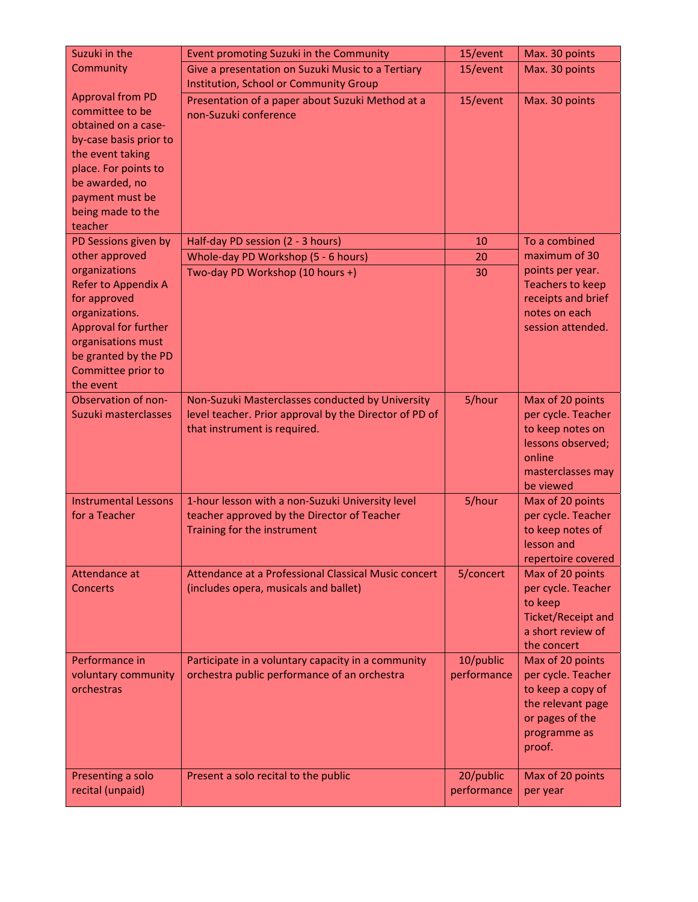| Suzuki in the Community<br><br>Approval from PD committee to be obtained on a case-by-case basis prior to the event taking place. For points to be awarded, no payment must be being made to the teacher | Event promoting Suzuki in the Community | 15/event | Max. 30 points |
|---|---|---|---|
| | Give a presentation on Suzuki Music to a Tertiary Institution, School or Community Group | 15/event | Max. 30 points |
| | Presentation of a paper about Suzuki Method at a non-Suzuki conference | 15/event | Max. 30 points |
| PD Sessions given by other approved organizations<br>Refer to Appendix A for approved organizations.<br>Approval for further organisations must be granted by the PD Committee prior to the event | Half-day PD session (2 - 3 hours) | 10 | To a combined maximum of 30 points per year. Teachers to keep receipts and brief notes on each session attended. |
| | Whole-day PD Workshop (5 - 6 hours) | 20 | |
| | Two-day PD Workshop (10 hours +) | 30 | |
| Observation of non-Suzuki masterclasses | Non-Suzuki Masterclasses conducted by University level teacher. Prior approval by the Director of PD of that instrument is required. | 5/hour | Max of 20 points per cycle. Teacher to keep notes on lessons observed; online masterclasses may be viewed |
| Instrumental Lessons for a Teacher | 1-hour lesson with a non-Suzuki University level teacher approved by the Director of Teacher Training for the instrument | 5/hour | Max of 20 points per cycle. Teacher to keep notes of lesson and repertoire covered |
| Attendance at Concerts | Attendance at a Professional Classical Music concert (includes opera, musicals and ballet) | 5/concert | Max of 20 points per cycle. Teacher to keep Ticket/Receipt and a short review of the concert |
| Performance in voluntary community orchestras | Participate in a voluntary capacity in a community orchestra public performance of an orchestra | 10/public performance | Max of 20 points per cycle. Teacher to keep a copy of the relevant page or pages of the programme as proof. |
| Presenting a solo recital (unpaid) | Present a solo recital to the public | 20/public performance | Max of 20 points per year |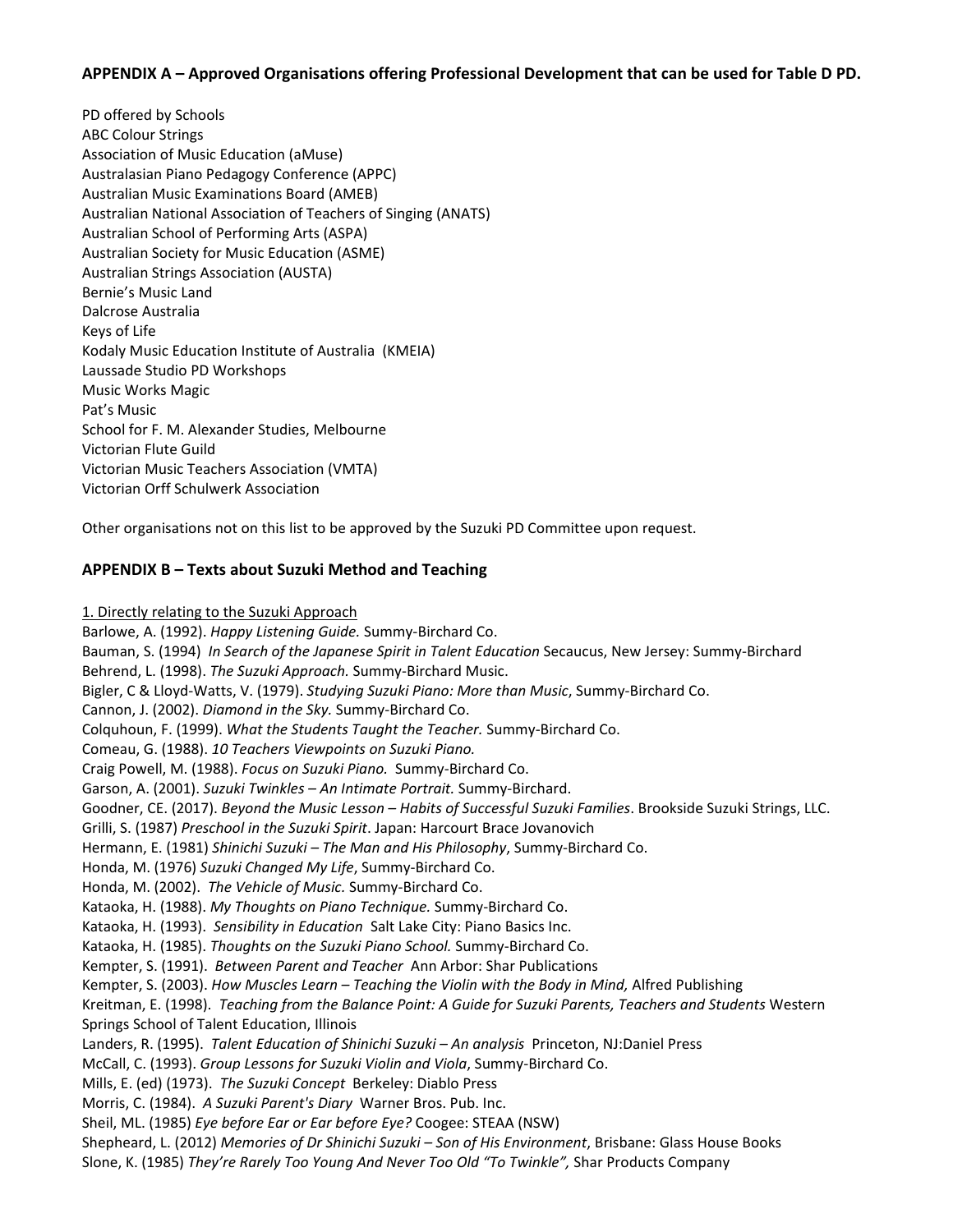## APPENDIX A – Approved Organisations offering Professional Development that can be used for Table D PD.

PD offered by Schools
ABC Colour Strings
Association of Music Education (aMuse)
Australasian Piano Pedagogy Conference (APPC)
Australian Music Examinations Board (AMEB)
Australian National Association of Teachers of Singing (ANATS)
Australian School of Performing Arts (ASPA)
Australian Society for Music Education (ASME)
Australian Strings Association (AUSTA)
Bernie's Music Land
Dalcrose Australia
Keys of Life
Kodaly Music Education Institute of Australia (KMEIA)
Laussade Studio PD Workshops
Music Works Magic
Pat's Music
School for F. M. Alexander Studies, Melbourne
Victorian Flute Guild
Victorian Music Teachers Association (VMTA)
Victorian Orff Schulwerk Association

Other organisations not on this list to be approved by the Suzuki PD Committee upon request.

## APPENDIX B – Texts about Suzuki Method and Teaching

1. Directly relating to the Suzuki Approach

Barlowe, A. (1992). *Happy Listening Guide.* Summy-Birchard Co.
Bauman, S. (1994) *In Search of the Japanese Spirit in Talent Education* Secaucus, New Jersey: Summy-Birchard
Behrend, L. (1998). *The Suzuki Approach.* Summy-Birchard Music.
Bigler, C & Lloyd-Watts, V. (1979). *Studying Suzuki Piano: More than Music*, Summy-Birchard Co.
Cannon, J. (2002). *Diamond in the Sky.* Summy-Birchard Co.
Colquhoun, F. (1999). *What the Students Taught the Teacher.* Summy-Birchard Co.
Comeau, G. (1988). *10 Teachers Viewpoints on Suzuki Piano.*
Craig Powell, M. (1988). *Focus on Suzuki Piano.* Summy-Birchard Co.
Garson, A. (2001). *Suzuki Twinkles – An Intimate Portrait.* Summy-Birchard.
Goodner, CE. (2017). *Beyond the Music Lesson – Habits of Successful Suzuki Families*. Brookside Suzuki Strings, LLC.
Grilli, S. (1987) *Preschool in the Suzuki Spirit*. Japan: Harcourt Brace Jovanovich
Hermann, E. (1981) *Shinichi Suzuki – The Man and His Philosophy*, Summy-Birchard Co.
Honda, M. (1976) *Suzuki Changed My Life*, Summy-Birchard Co.
Honda, M. (2002). *The Vehicle of Music.* Summy-Birchard Co.
Kataoka, H. (1988). *My Thoughts on Piano Technique.* Summy-Birchard Co.
Kataoka, H. (1993). *Sensibility in Education* Salt Lake City: Piano Basics Inc.
Kataoka, H. (1985). *Thoughts on the Suzuki Piano School.* Summy-Birchard Co.
Kempter, S. (1991). *Between Parent and Teacher* Ann Arbor: Shar Publications
Kempter, S. (2003). *How Muscles Learn – Teaching the Violin with the Body in Mind,* Alfred Publishing
Kreitman, E. (1998). *Teaching from the Balance Point: A Guide for Suzuki Parents, Teachers and Students* Western Springs School of Talent Education, Illinois
Landers, R. (1995). *Talent Education of Shinichi Suzuki – An analysis* Princeton, NJ:Daniel Press
McCall, C. (1993). *Group Lessons for Suzuki Violin and Viola*, Summy-Birchard Co.
Mills, E. (ed) (1973). *The Suzuki Concept* Berkeley: Diablo Press
Morris, C. (1984). *A Suzuki Parent's Diary* Warner Bros. Pub. Inc.
Sheil, ML. (1985) *Eye before Ear or Ear before Eye?* Coogee: STEAA (NSW)
Shepheard, L. (2012) *Memories of Dr Shinichi Suzuki – Son of His Environment*, Brisbane: Glass House Books
Slone, K. (1985) *They're Rarely Too Young And Never Too Old "To Twinkle",* Shar Products Company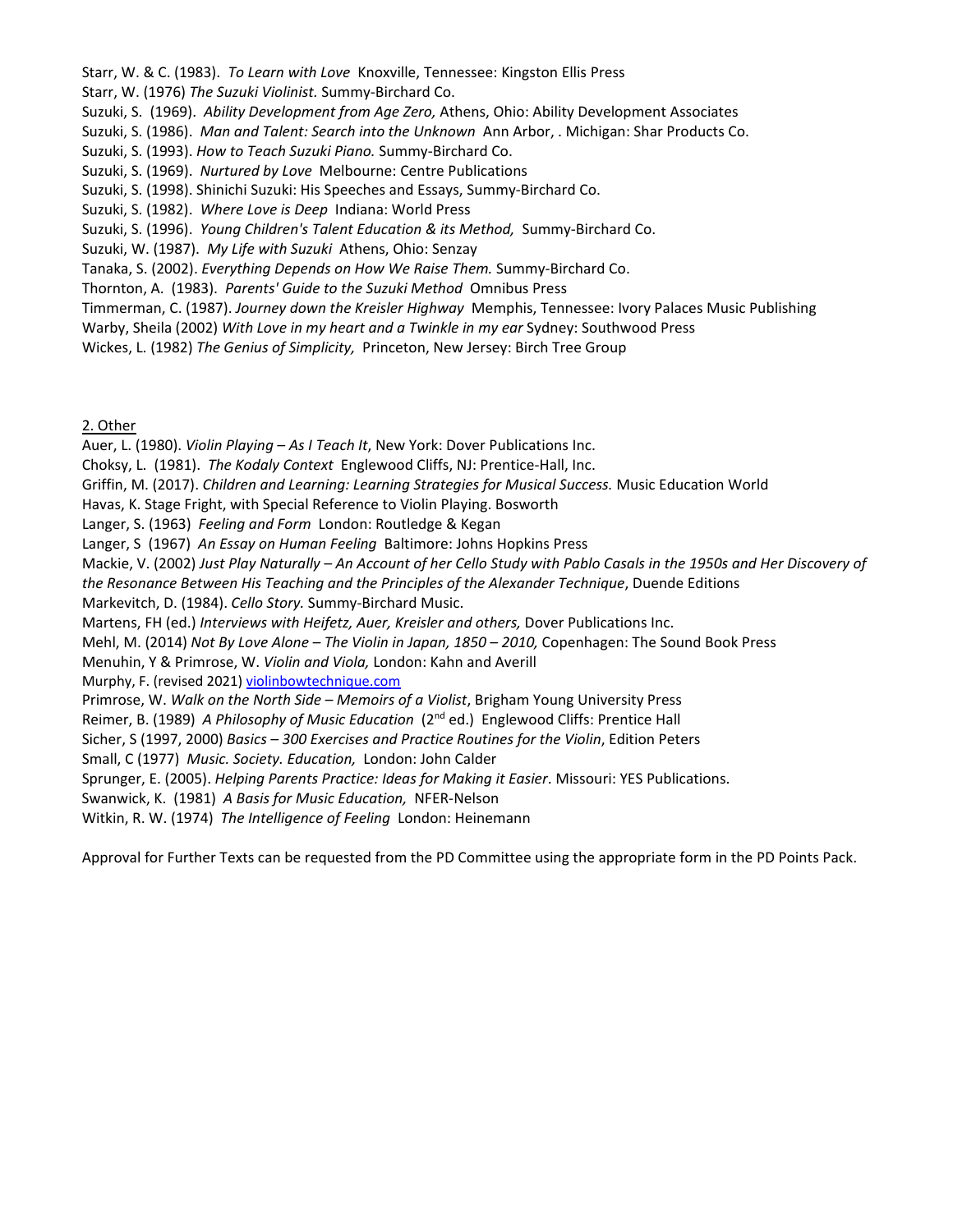Starr, W. & C. (1983). *To Learn with Love* Knoxville, Tennessee: Kingston Ellis Press
Starr, W. (1976) *The Suzuki Violinist.* Summy-Birchard Co.
Suzuki, S. (1969). *Ability Development from Age Zero,* Athens, Ohio: Ability Development Associates
Suzuki, S. (1986). *Man and Talent: Search into the Unknown* Ann Arbor, . Michigan: Shar Products Co.
Suzuki, S. (1993). *How to Teach Suzuki Piano.* Summy-Birchard Co.
Suzuki, S. (1969). *Nurtured by Love* Melbourne: Centre Publications
Suzuki, S. (1998). Shinichi Suzuki: His Speeches and Essays, Summy-Birchard Co.
Suzuki, S. (1982). *Where Love is Deep* Indiana: World Press
Suzuki, S. (1996). *Young Children's Talent Education & its Method,* Summy-Birchard Co.
Suzuki, W. (1987). *My Life with Suzuki* Athens, Ohio: Senzay
Tanaka, S. (2002). *Everything Depends on How We Raise Them.* Summy-Birchard Co.
Thornton, A. (1983). *Parents' Guide to the Suzuki Method* Omnibus Press
Timmerman, C. (1987). *Journey down the Kreisler Highway* Memphis, Tennessee: Ivory Palaces Music Publishing
Warby, Sheila (2002) *With Love in my heart and a Twinkle in my ear* Sydney: Southwood Press
Wickes, L. (1982) *The Genius of Simplicity,* Princeton, New Jersey: Birch Tree Group

2. Other

Auer, L. (1980). *Violin Playing – As I Teach It*, New York: Dover Publications Inc.
Choksy, L. (1981). *The Kodaly Context* Englewood Cliffs, NJ: Prentice-Hall, Inc.
Griffin, M. (2017). *Children and Learning: Learning Strategies for Musical Success.* Music Education World
Havas, K. Stage Fright, with Special Reference to Violin Playing. Bosworth
Langer, S. (1963) *Feeling and Form* London: Routledge & Kegan
Langer, S (1967) *An Essay on Human Feeling* Baltimore: Johns Hopkins Press
Mackie, V. (2002) *Just Play Naturally – An Account of her Cello Study with Pablo Casals in the 1950s and Her Discovery of the Resonance Between His Teaching and the Principles of the Alexander Technique*, Duende Editions
Markevitch, D. (1984). *Cello Story.* Summy-Birchard Music.
Martens, FH (ed.) *Interviews with Heifetz, Auer, Kreisler and others,* Dover Publications Inc.
Mehl, M. (2014) *Not By Love Alone – The Violin in Japan, 1850 – 2010,* Copenhagen: The Sound Book Press
Menuhin, Y & Primrose, W. *Violin and Viola,* London: Kahn and Averill
Murphy, F. (revised 2021) violinbowtechnique.com
Primrose, W. *Walk on the North Side – Memoirs of a Violist*, Brigham Young University Press
Reimer, B. (1989) *A Philosophy of Music Education* (2nd ed.) Englewood Cliffs: Prentice Hall
Sicher, S (1997, 2000) *Basics – 300 Exercises and Practice Routines for the Violin*, Edition Peters
Small, C (1977) *Music. Society. Education,* London: John Calder
Sprunger, E. (2005). *Helping Parents Practice: Ideas for Making it Easier*. Missouri: YES Publications.
Swanwick, K. (1981) *A Basis for Music Education,* NFER-Nelson
Witkin, R. W. (1974) *The Intelligence of Feeling* London: Heinemann

Approval for Further Texts can be requested from the PD Committee using the appropriate form in the PD Points Pack.